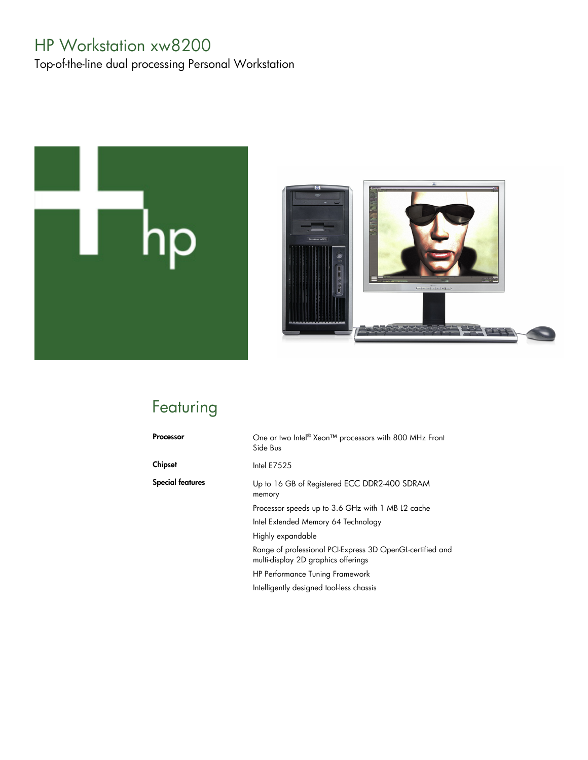# HP Workstation xw8200

Top-of-the-line dual processing Personal Workstation

## Featuring

| | |
|---|---|
| **Processor** | One or two Intel® Xeon™ processors with 800 MHz Front Side Bus |
| **Chipset** | Intel E7525 |
| **Special features** | Up to 16 GB of Registered ECC DDR2-400 SDRAM memory |
| | Processor speeds up to 3.6 GHz with 1 MB L2 cache |
| | Intel Extended Memory 64 Technology |
| | Highly expandable |
| | Range of professional PCI-Express 3D OpenGL-certified and multi-display 2D graphics offerings |
| | HP Performance Tuning Framework |
| | Intelligently designed tool-less chassis |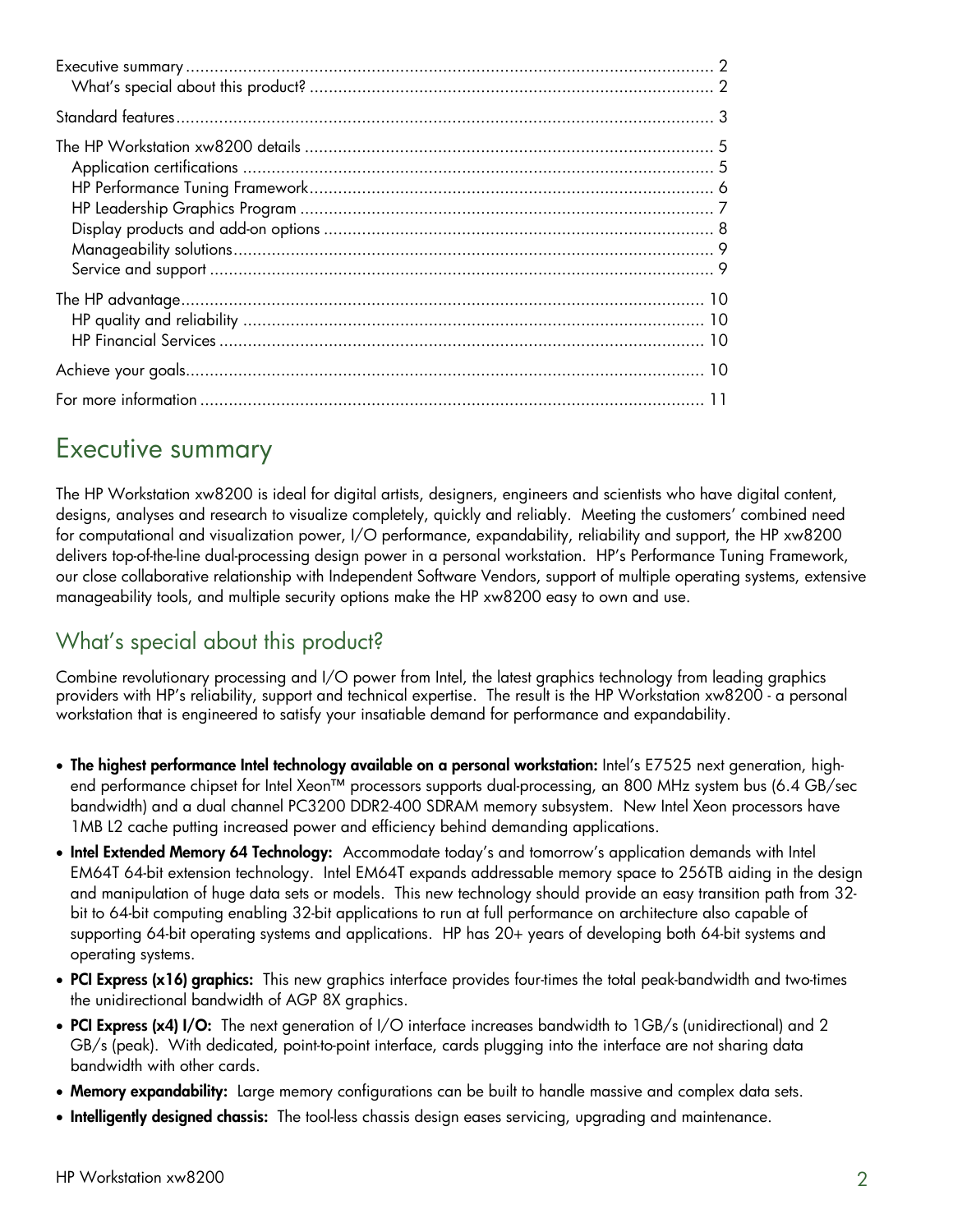| | |
|---|---|
| Executive summary | 2 |
| What's special about this product? | 2 |
| Standard features | 3 |
| The HP Workstation xw8200 details | 5 |
| Application certifications | 5 |
| HP Performance Tuning Framework | 6 |
| HP Leadership Graphics Program | 7 |
| Display products and add-on options | 8 |
| Manageability solutions | 9 |
| Service and support | 9 |
| The HP advantage | 10 |
| HP quality and reliability | 10 |
| HP Financial Services | 10 |
| Achieve your goals | 10 |
| For more information | 11 |

# Executive summary

The HP Workstation xw8200 is ideal for digital artists, designers, engineers and scientists who have digital content, designs, analyses and research to visualize completely, quickly and reliably. Meeting the customers' combined need for computational and visualization power, I/O performance, expandability, reliability and support, the HP xw8200 delivers top-of-the-line dual-processing design power in a personal workstation. HP's Performance Tuning Framework, our close collaborative relationship with Independent Software Vendors, support of multiple operating systems, extensive manageability tools, and multiple security options make the HP xw8200 easy to own and use.

## What's special about this product?

Combine revolutionary processing and I/O power from Intel, the latest graphics technology from leading graphics providers with HP's reliability, support and technical expertise. The result is the HP Workstation xw8200 - a personal workstation that is engineered to satisfy your insatiable demand for performance and expandability.

- **The highest performance Intel technology available on a personal workstation:** Intel's E7525 next generation, high-end performance chipset for Intel Xeon™ processors supports dual-processing, an 800 MHz system bus (6.4 GB/sec bandwidth) and a dual channel PC3200 DDR2-400 SDRAM memory subsystem. New Intel Xeon processors have 1MB L2 cache putting increased power and efficiency behind demanding applications.
- **Intel Extended Memory 64 Technology:** Accommodate today's and tomorrow's application demands with Intel EM64T 64-bit extension technology. Intel EM64T expands addressable memory space to 256TB aiding in the design and manipulation of huge data sets or models. This new technology should provide an easy transition path from 32-bit to 64-bit computing enabling 32-bit applications to run at full performance on architecture also capable of supporting 64-bit operating systems and applications. HP has 20+ years of developing both 64-bit systems and operating systems.
- **PCI Express (x16) graphics:** This new graphics interface provides four-times the total peak-bandwidth and two-times the unidirectional bandwidth of AGP 8X graphics.
- **PCI Express (x4) I/O:** The next generation of I/O interface increases bandwidth to 1GB/s (unidirectional) and 2 GB/s (peak). With dedicated, point-to-point interface, cards plugging into the interface are not sharing data bandwidth with other cards.
- **Memory expandability:** Large memory configurations can be built to handle massive and complex data sets.
- **Intelligently designed chassis:** The tool-less chassis design eases servicing, upgrading and maintenance.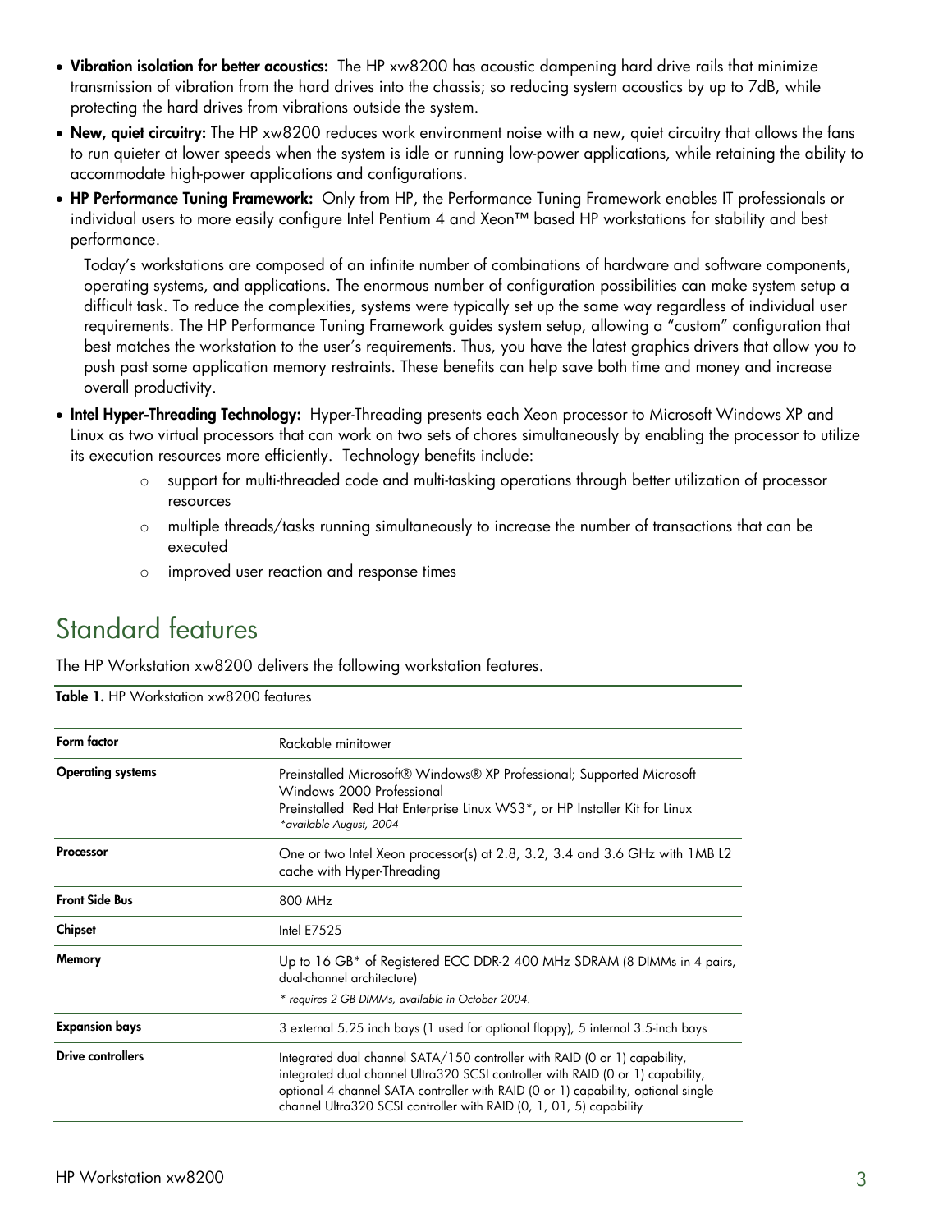- **Vibration isolation for better acoustics:** The HP xw8200 has acoustic dampening hard drive rails that minimize transmission of vibration from the hard drives into the chassis; so reducing system acoustics by up to 7dB, while protecting the hard drives from vibrations outside the system.
- **New, quiet circuitry:** The HP xw8200 reduces work environment noise with a new, quiet circuitry that allows the fans to run quieter at lower speeds when the system is idle or running low-power applications, while retaining the ability to accommodate high-power applications and configurations.
- **HP Performance Tuning Framework:** Only from HP, the Performance Tuning Framework enables IT professionals or individual users to more easily configure Intel Pentium 4 and Xeon™ based HP workstations for stability and best performance.

  Today's workstations are composed of an infinite number of combinations of hardware and software components, operating systems, and applications. The enormous number of configuration possibilities can make system setup a difficult task. To reduce the complexities, systems were typically set up the same way regardless of individual user requirements. The HP Performance Tuning Framework guides system setup, allowing a "custom" configuration that best matches the workstation to the user's requirements. Thus, you have the latest graphics drivers that allow you to push past some application memory restraints. These benefits can help save both time and money and increase overall productivity.
- **Intel Hyper-Threading Technology:** Hyper-Threading presents each Xeon processor to Microsoft Windows XP and Linux as two virtual processors that can work on two sets of chores simultaneously by enabling the processor to utilize its execution resources more efficiently. Technology benefits include:
  - support for multi-threaded code and multi-tasking operations through better utilization of processor resources
  - multiple threads/tasks running simultaneously to increase the number of transactions that can be executed
  - improved user reaction and response times

# Standard features

The HP Workstation xw8200 delivers the following workstation features.

**Table 1.** HP Workstation xw8200 features

| | |
|---|---|
| **Form factor** | Rackable minitower |
| **Operating systems** | Preinstalled Microsoft® Windows® XP Professional; Supported Microsoft Windows 2000 Professional<br>Preinstalled Red Hat Enterprise Linux WS3*, or HP Installer Kit for Linux<br>*\*available August, 2004* |
| **Processor** | One or two Intel Xeon processor(s) at 2.8, 3.2, 3.4 and 3.6 GHz with 1MB L2 cache with Hyper-Threading |
| **Front Side Bus** | 800 MHz |
| **Chipset** | Intel E7525 |
| **Memory** | Up to 16 GB* of Registered ECC DDR-2 400 MHz SDRAM (8 DIMMs in 4 pairs, dual-channel architecture)<br>*\* requires 2 GB DIMMs, available in October 2004.* |
| **Expansion bays** | 3 external 5.25 inch bays (1 used for optional floppy), 5 internal 3.5-inch bays |
| **Drive controllers** | Integrated dual channel SATA/150 controller with RAID (0 or 1) capability, integrated dual channel Ultra320 SCSI controller with RAID (0 or 1) capability, optional 4 channel SATA controller with RAID (0 or 1) capability, optional single channel Ultra320 SCSI controller with RAID (0, 1, 01, 5) capability |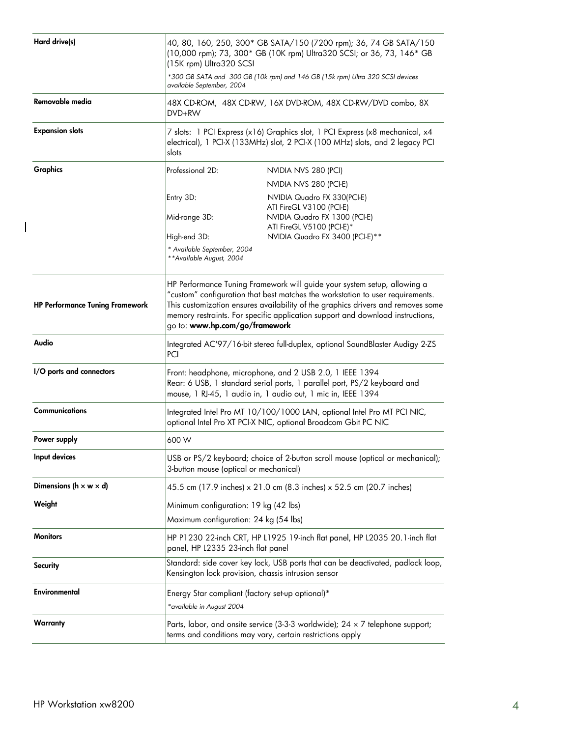| | |
|---|---|
| **Hard drive(s)** | 40, 80, 160, 250, 300* GB SATA/150 (7200 rpm); 36, 74 GB SATA/150 (10,000 rpm); 73, 300* GB (10K rpm) Ultra320 SCSI; or 36, 73, 146* GB (15K rpm) Ultra320 SCSI<br>*\*300 GB SATA and 300 GB (10k rpm) and 146 GB (15k rpm) Ultra 320 SCSI devices available September, 2004* |
| **Removable media** | 48X CD-ROM, 48X CD-RW, 16X DVD-ROM, 48X CD-RW/DVD combo, 8X DVD+RW |
| **Expansion slots** | 7 slots: 1 PCI Express (x16) Graphics slot, 1 PCI Express (x8 mechanical, x4 electrical), 1 PCI-X (133MHz) slot, 2 PCI-X (100 MHz) slots, and 2 legacy PCI slots |
| **Graphics** | Professional 2D: NVIDIA NVS 280 (PCI); NVIDIA NVS 280 (PCI-E)<br>Entry 3D: NVIDIA Quadro FX 330(PCI-E); ATI FireGL V3100 (PCI-E)<br>Mid-range 3D: NVIDIA Quadro FX 1300 (PCI-E); ATI FireGL V5100 (PCI-E)*<br>High-end 3D: NVIDIA Quadro FX 3400 (PCI-E)**<br>*\* Available September, 2004*<br>*\*\*Available August, 2004* |
| **HP Performance Tuning Framework** | HP Performance Tuning Framework will guide your system setup, allowing a "custom" configuration that best matches the workstation to user requirements. This customization ensures availability of the graphics drivers and removes some memory restraints. For specific application support and download instructions, go to: **www.hp.com/go/framework** |
| **Audio** | Integrated AC'97/16-bit stereo full-duplex, optional SoundBlaster Audigy 2-ZS PCI |
| **I/O ports and connectors** | Front: headphone, microphone, and 2 USB 2.0, 1 IEEE 1394<br>Rear: 6 USB, 1 standard serial ports, 1 parallel port, PS/2 keyboard and mouse, 1 RJ-45, 1 audio in, 1 audio out, 1 mic in, IEEE 1394 |
| **Communications** | Integrated Intel Pro MT 10/100/1000 LAN, optional Intel Pro MT PCI NIC, optional Intel Pro XT PCI-X NIC, optional Broadcom Gbit PC NIC |
| **Power supply** | 600 W |
| **Input devices** | USB or PS/2 keyboard; choice of 2-button scroll mouse (optical or mechanical); 3-button mouse (optical or mechanical) |
| **Dimensions (h × w × d)** | 45.5 cm (17.9 inches) x 21.0 cm (8.3 inches) x 52.5 cm (20.7 inches) |
| **Weight** | Minimum configuration: 19 kg (42 lbs)<br>Maximum configuration: 24 kg (54 lbs) |
| **Monitors** | HP P1230 22-inch CRT, HP L1925 19-inch flat panel, HP L2035 20.1-inch flat panel, HP L2335 23-inch flat panel |
| **Security** | Standard: side cover key lock, USB ports that can be deactivated, padlock loop, Kensington lock provision, chassis intrusion sensor |
| **Environmental** | Energy Star compliant (factory set-up optional)*<br>*\*available in August 2004* |
| **Warranty** | Parts, labor, and onsite service (3-3-3 worldwide); 24 × 7 telephone support; terms and conditions may vary, certain restrictions apply |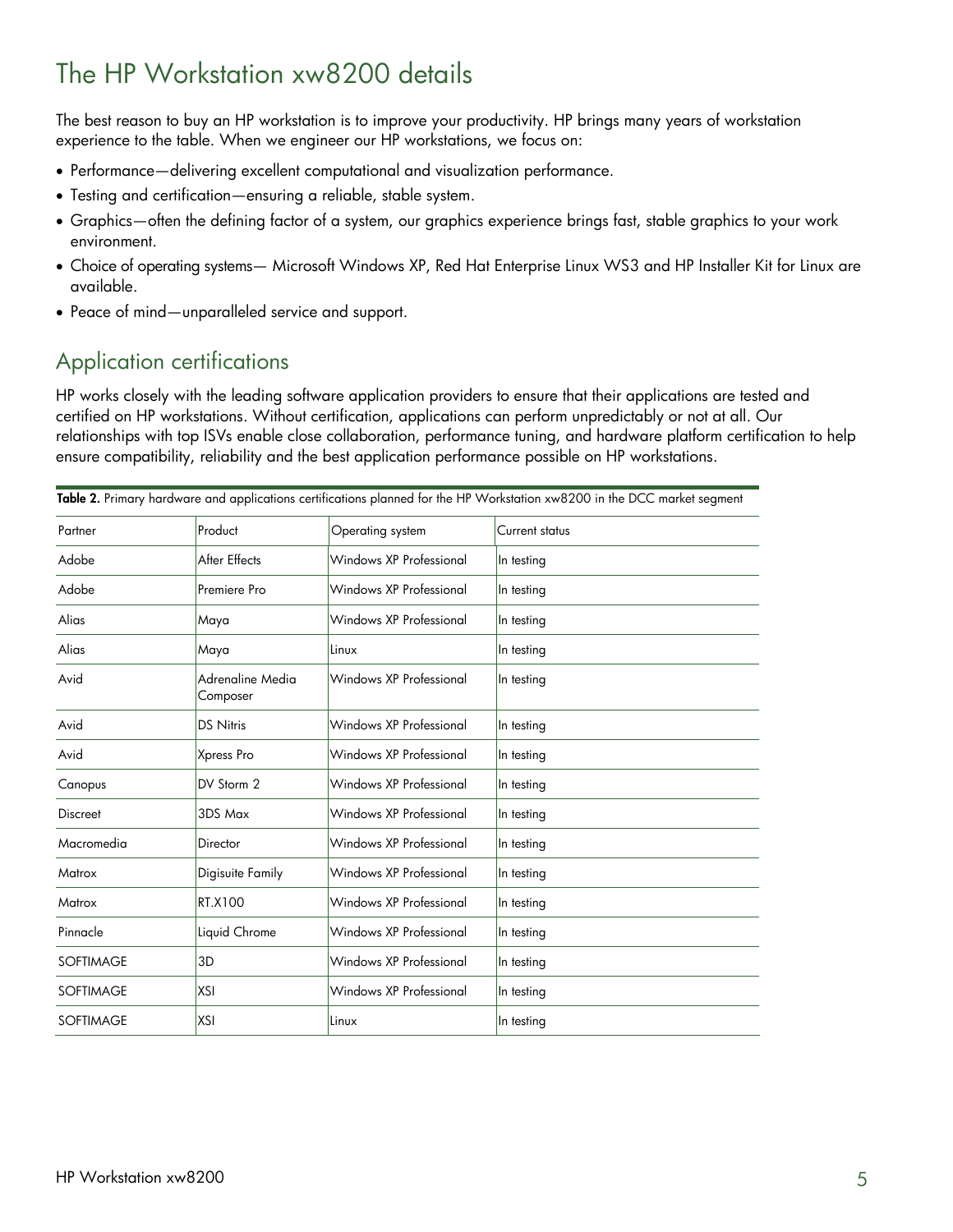# The HP Workstation xw8200 details

The best reason to buy an HP workstation is to improve your productivity. HP brings many years of workstation experience to the table. When we engineer our HP workstations, we focus on:

- Performance—delivering excellent computational and visualization performance.
- Testing and certification—ensuring a reliable, stable system.
- Graphics—often the defining factor of a system, our graphics experience brings fast, stable graphics to your work environment.
- Choice of operating systems— Microsoft Windows XP, Red Hat Enterprise Linux WS3 and HP Installer Kit for Linux are available.
- Peace of mind—unparalleled service and support.

## Application certifications

HP works closely with the leading software application providers to ensure that their applications are tested and certified on HP workstations. Without certification, applications can perform unpredictably or not at all. Our relationships with top ISVs enable close collaboration, performance tuning, and hardware platform certification to help ensure compatibility, reliability and the best application performance possible on HP workstations.

**Table 2.** Primary hardware and applications certifications planned for the HP Workstation xw8200 in the DCC market segment

| Partner | Product | Operating system | Current status |
|---|---|---|---|
| Adobe | After Effects | Windows XP Professional | In testing |
| Adobe | Premiere Pro | Windows XP Professional | In testing |
| Alias | Maya | Windows XP Professional | In testing |
| Alias | Maya | Linux | In testing |
| Avid | Adrenaline Media Composer | Windows XP Professional | In testing |
| Avid | DS Nitris | Windows XP Professional | In testing |
| Avid | Xpress Pro | Windows XP Professional | In testing |
| Canopus | DV Storm 2 | Windows XP Professional | In testing |
| Discreet | 3DS Max | Windows XP Professional | In testing |
| Macromedia | Director | Windows XP Professional | In testing |
| Matrox | Digisuite Family | Windows XP Professional | In testing |
| Matrox | RT.X100 | Windows XP Professional | In testing |
| Pinnacle | Liquid Chrome | Windows XP Professional | In testing |
| SOFTIMAGE | 3D | Windows XP Professional | In testing |
| SOFTIMAGE | XSI | Windows XP Professional | In testing |
| SOFTIMAGE | XSI | Linux | In testing |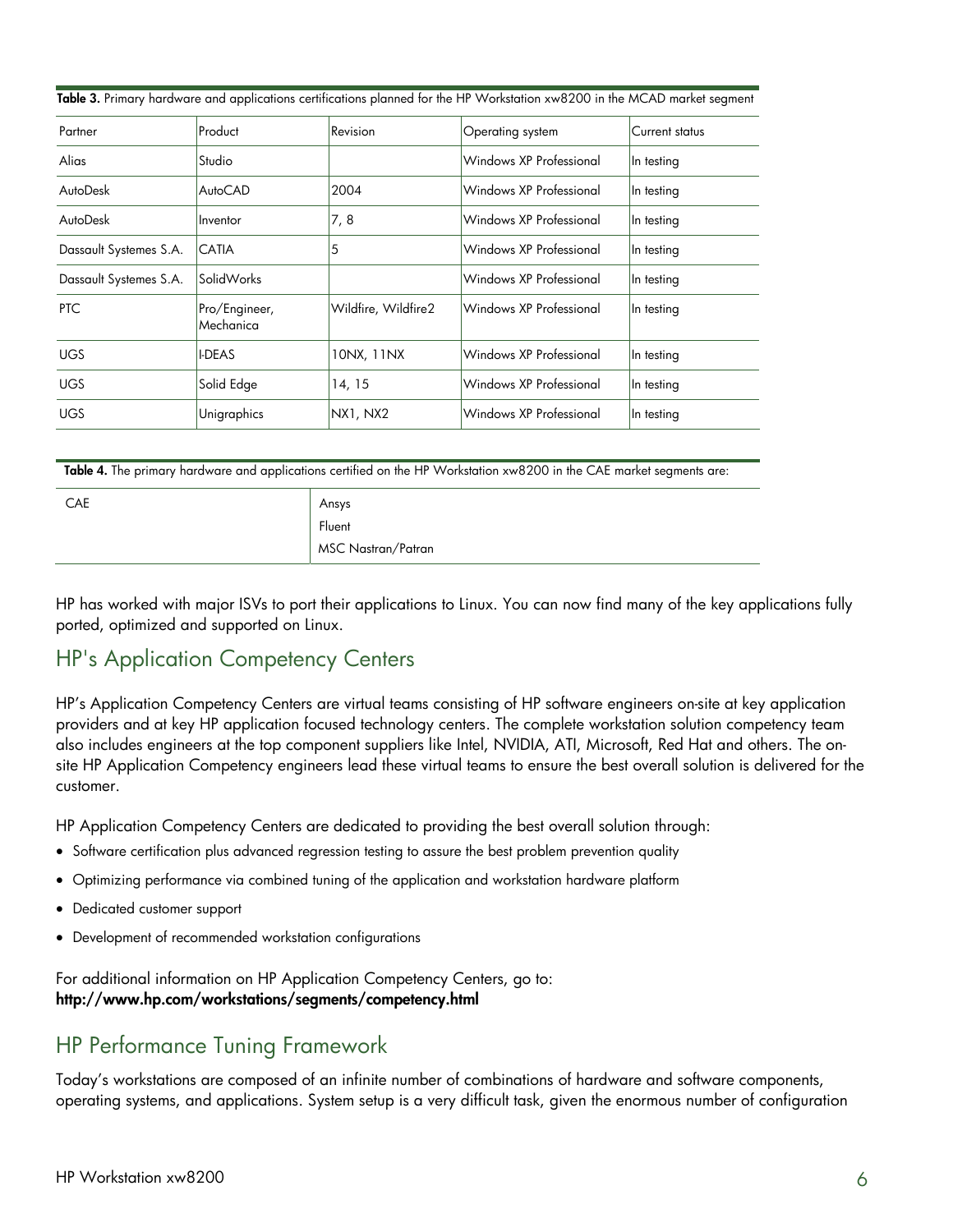**Table 3.** Primary hardware and applications certifications planned for the HP Workstation xw8200 in the MCAD market segment

| Partner | Product | Revision | Operating system | Current status |
| --- | --- | --- | --- | --- |
| Alias | Studio | | Windows XP Professional | In testing |
| AutoDesk | AutoCAD | 2004 | Windows XP Professional | In testing |
| AutoDesk | Inventor | 7, 8 | Windows XP Professional | In testing |
| Dassault Systemes S.A. | CATIA | 5 | Windows XP Professional | In testing |
| Dassault Systemes S.A. | SolidWorks | | Windows XP Professional | In testing |
| PTC | Pro/Engineer, Mechanica | Wildfire, Wildfire2 | Windows XP Professional | In testing |
| UGS | I-DEAS | 10NX, 11NX | Windows XP Professional | In testing |
| UGS | Solid Edge | 14, 15 | Windows XP Professional | In testing |
| UGS | Unigraphics | NX1, NX2 | Windows XP Professional | In testing |

**Table 4.** The primary hardware and applications certified on the HP Workstation xw8200 in the CAE market segments are:

| | |
| --- | --- |
| CAE | Ansys<br>Fluent<br>MSC Nastran/Patran |

HP has worked with major ISVs to port their applications to Linux. You can now find many of the key applications fully ported, optimized and supported on Linux.

## HP's Application Competency Centers

HP's Application Competency Centers are virtual teams consisting of HP software engineers on-site at key application providers and at key HP application focused technology centers. The complete workstation solution competency team also includes engineers at the top component suppliers like Intel, NVIDIA, ATI, Microsoft, Red Hat and others. The on-site HP Application Competency engineers lead these virtual teams to ensure the best overall solution is delivered for the customer.

HP Application Competency Centers are dedicated to providing the best overall solution through:

- Software certification plus advanced regression testing to assure the best problem prevention quality
- Optimizing performance via combined tuning of the application and workstation hardware platform
- Dedicated customer support
- Development of recommended workstation configurations

For additional information on HP Application Competency Centers, go to:
**http://www.hp.com/workstations/segments/competency.html**

## HP Performance Tuning Framework

Today's workstations are composed of an infinite number of combinations of hardware and software components, operating systems, and applications. System setup is a very difficult task, given the enormous number of configuration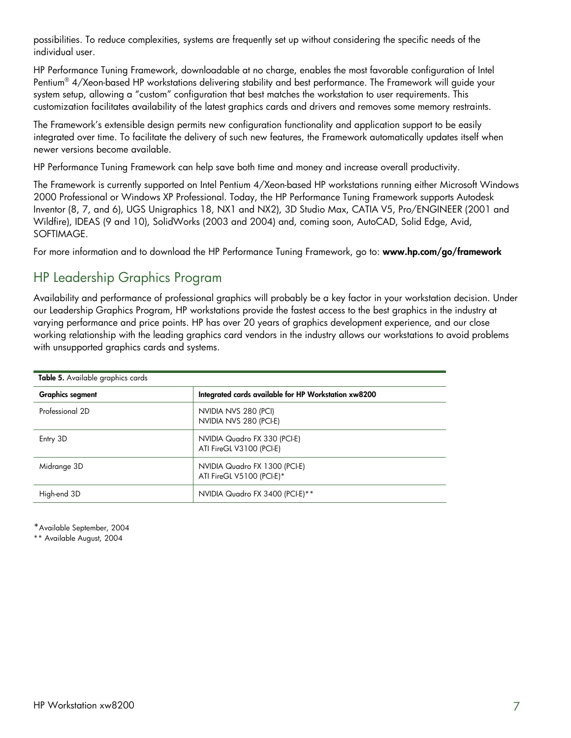possibilities. To reduce complexities, systems are frequently set up without considering the specific needs of the individual user.

HP Performance Tuning Framework, downloadable at no charge, enables the most favorable configuration of Intel Pentium® 4/Xeon-based HP workstations delivering stability and best performance. The Framework will guide your system setup, allowing a "custom" configuration that best matches the workstation to user requirements. This customization facilitates availability of the latest graphics cards and drivers and removes some memory restraints.

The Framework's extensible design permits new configuration functionality and application support to be easily integrated over time. To facilitate the delivery of such new features, the Framework automatically updates itself when newer versions become available.

HP Performance Tuning Framework can help save both time and money and increase overall productivity.

The Framework is currently supported on Intel Pentium 4/Xeon-based HP workstations running either Microsoft Windows 2000 Professional or Windows XP Professional. Today, the HP Performance Tuning Framework supports Autodesk Inventor (8, 7, and 6), UGS Unigraphics 18, NX1 and NX2), 3D Studio Max, CATIA V5, Pro/ENGINEER (2001 and Wildfire), IDEAS (9 and 10), SolidWorks (2003 and 2004) and, coming soon, AutoCAD, Solid Edge, Avid, SOFTIMAGE.

For more information and to download the HP Performance Tuning Framework, go to: **www.hp.com/go/framework**

## HP Leadership Graphics Program

Availability and performance of professional graphics will probably be a key factor in your workstation decision. Under our Leadership Graphics Program, HP workstations provide the fastest access to the best graphics in the industry at varying performance and price points. HP has over 20 years of graphics development experience, and our close working relationship with the leading graphics card vendors in the industry allows our workstations to avoid problems with unsupported graphics cards and systems.

**Table 5.** Available graphics cards

| Graphics segment | Integrated cards available for HP Workstation xw8200 |
|---|---|
| Professional 2D | NVIDIA NVS 280 (PCI)<br>NVIDIA NVS 280 (PCI-E) |
| Entry 3D | NVIDIA Quadro FX 330 (PCI-E)<br>ATI FireGL V3100 (PCI-E) |
| Midrange 3D | NVIDIA Quadro FX 1300 (PCI-E)<br>ATI FireGL V5100 (PCI-E)* |
| High-end 3D | NVIDIA Quadro FX 3400 (PCI-E)** |

*Available September, 2004

** Available August, 2004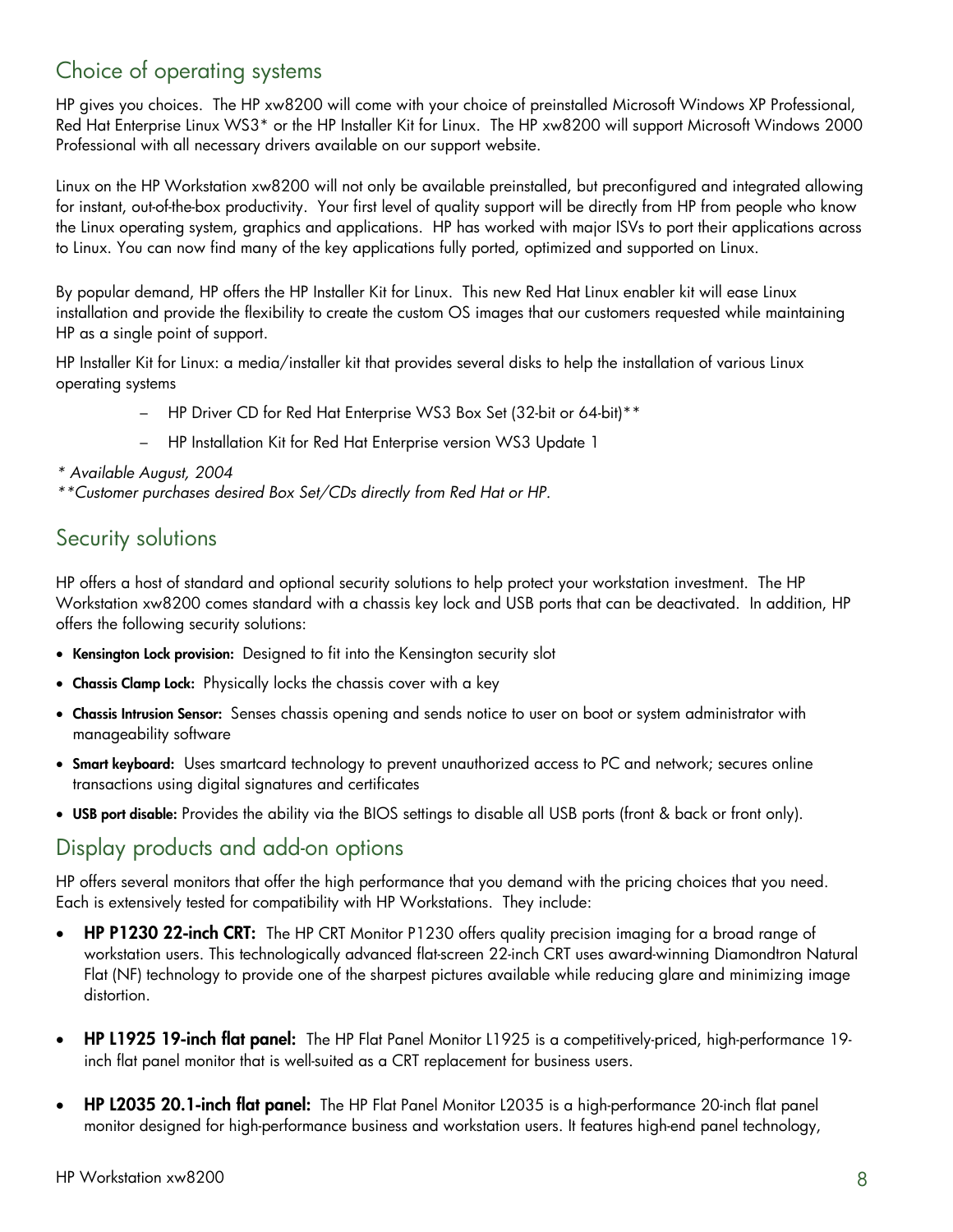## Choice of operating systems

HP gives you choices. The HP xw8200 will come with your choice of preinstalled Microsoft Windows XP Professional, Red Hat Enterprise Linux WS3* or the HP Installer Kit for Linux. The HP xw8200 will support Microsoft Windows 2000 Professional with all necessary drivers available on our support website.

Linux on the HP Workstation xw8200 will not only be available preinstalled, but preconfigured and integrated allowing for instant, out-of-the-box productivity. Your first level of quality support will be directly from HP from people who know the Linux operating system, graphics and applications. HP has worked with major ISVs to port their applications across to Linux. You can now find many of the key applications fully ported, optimized and supported on Linux.

By popular demand, HP offers the HP Installer Kit for Linux. This new Red Hat Linux enabler kit will ease Linux installation and provide the flexibility to create the custom OS images that our customers requested while maintaining HP as a single point of support.

HP Installer Kit for Linux: a media/installer kit that provides several disks to help the installation of various Linux operating systems

- HP Driver CD for Red Hat Enterprise WS3 Box Set (32-bit or 64-bit)**
- HP Installation Kit for Red Hat Enterprise version WS3 Update 1

*\* Available August, 2004*

*\*\*Customer purchases desired Box Set/CDs directly from Red Hat or HP.*

## Security solutions

HP offers a host of standard and optional security solutions to help protect your workstation investment. The HP Workstation xw8200 comes standard with a chassis key lock and USB ports that can be deactivated. In addition, HP offers the following security solutions:

- **Kensington Lock provision:** Designed to fit into the Kensington security slot
- **Chassis Clamp Lock:** Physically locks the chassis cover with a key
- **Chassis Intrusion Sensor:** Senses chassis opening and sends notice to user on boot or system administrator with manageability software
- **Smart keyboard:** Uses smartcard technology to prevent unauthorized access to PC and network; secures online transactions using digital signatures and certificates
- **USB port disable:** Provides the ability via the BIOS settings to disable all USB ports (front & back or front only).

## Display products and add-on options

HP offers several monitors that offer the high performance that you demand with the pricing choices that you need. Each is extensively tested for compatibility with HP Workstations. They include:

- **HP P1230 22-inch CRT:** The HP CRT Monitor P1230 offers quality precision imaging for a broad range of workstation users. This technologically advanced flat-screen 22-inch CRT uses award-winning Diamondtron Natural Flat (NF) technology to provide one of the sharpest pictures available while reducing glare and minimizing image distortion.
- **HP L1925 19-inch flat panel:** The HP Flat Panel Monitor L1925 is a competitively-priced, high-performance 19-inch flat panel monitor that is well-suited as a CRT replacement for business users.
- **HP L2035 20.1-inch flat panel:** The HP Flat Panel Monitor L2035 is a high-performance 20-inch flat panel monitor designed for high-performance business and workstation users. It features high-end panel technology,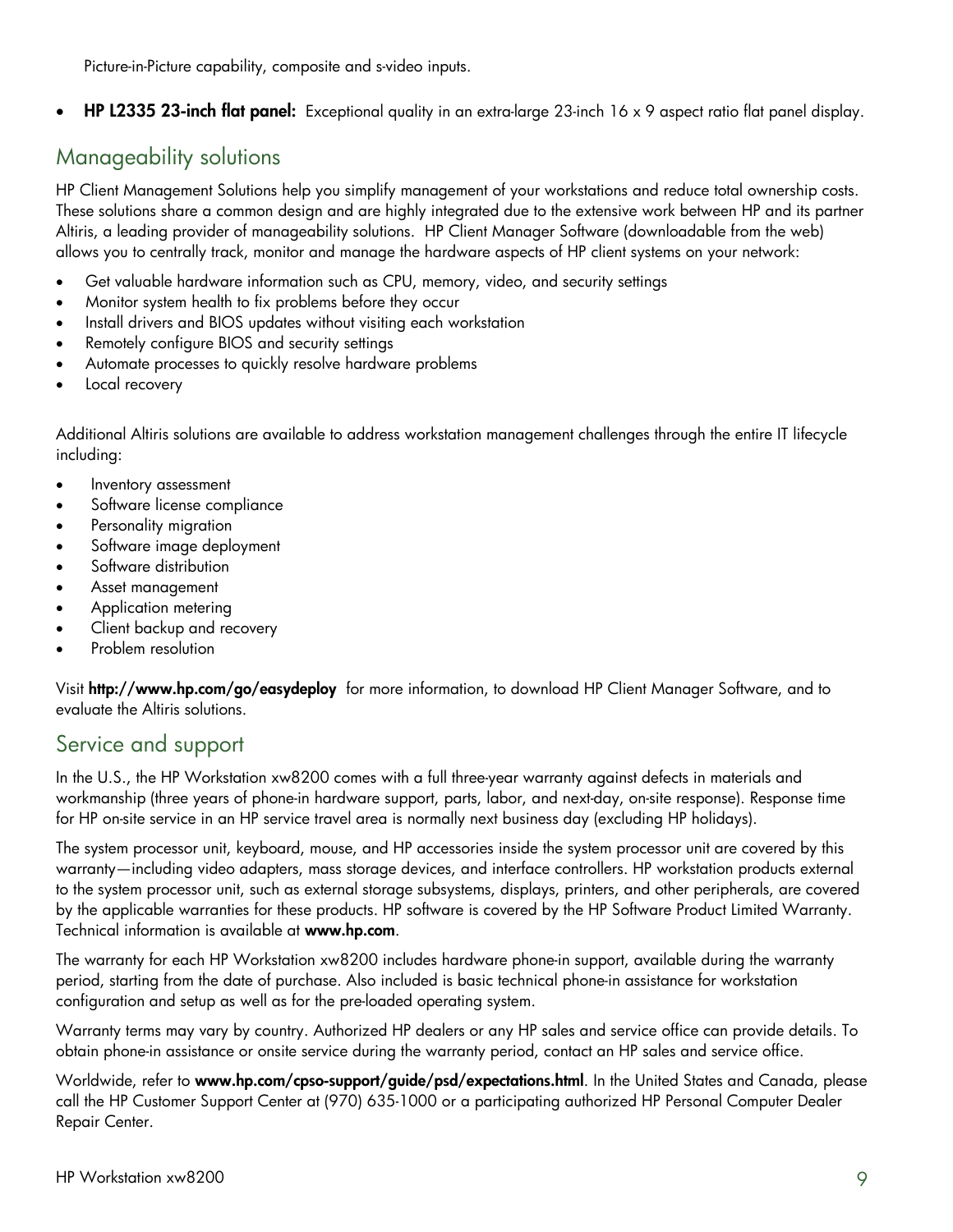Picture-in-Picture capability, composite and s-video inputs.

- **HP L2335 23-inch flat panel:** Exceptional quality in an extra-large 23-inch 16 x 9 aspect ratio flat panel display.

## Manageability solutions

HP Client Management Solutions help you simplify management of your workstations and reduce total ownership costs. These solutions share a common design and are highly integrated due to the extensive work between HP and its partner Altiris, a leading provider of manageability solutions. HP Client Manager Software (downloadable from the web) allows you to centrally track, monitor and manage the hardware aspects of HP client systems on your network:

- Get valuable hardware information such as CPU, memory, video, and security settings
- Monitor system health to fix problems before they occur
- Install drivers and BIOS updates without visiting each workstation
- Remotely configure BIOS and security settings
- Automate processes to quickly resolve hardware problems
- Local recovery

Additional Altiris solutions are available to address workstation management challenges through the entire IT lifecycle including:

- Inventory assessment
- Software license compliance
- Personality migration
- Software image deployment
- Software distribution
- Asset management
- Application metering
- Client backup and recovery
- Problem resolution

Visit **http://www.hp.com/go/easydeploy** for more information, to download HP Client Manager Software, and to evaluate the Altiris solutions.

## Service and support

In the U.S., the HP Workstation xw8200 comes with a full three-year warranty against defects in materials and workmanship (three years of phone-in hardware support, parts, labor, and next-day, on-site response). Response time for HP on-site service in an HP service travel area is normally next business day (excluding HP holidays).

The system processor unit, keyboard, mouse, and HP accessories inside the system processor unit are covered by this warranty—including video adapters, mass storage devices, and interface controllers. HP workstation products external to the system processor unit, such as external storage subsystems, displays, printers, and other peripherals, are covered by the applicable warranties for these products. HP software is covered by the HP Software Product Limited Warranty. Technical information is available at **www.hp.com**.

The warranty for each HP Workstation xw8200 includes hardware phone-in support, available during the warranty period, starting from the date of purchase. Also included is basic technical phone-in assistance for workstation configuration and setup as well as for the pre-loaded operating system.

Warranty terms may vary by country. Authorized HP dealers or any HP sales and service office can provide details. To obtain phone-in assistance or onsite service during the warranty period, contact an HP sales and service office.

Worldwide, refer to **www.hp.com/cpso-support/guide/psd/expectations.html**. In the United States and Canada, please call the HP Customer Support Center at (970) 635-1000 or a participating authorized HP Personal Computer Dealer Repair Center.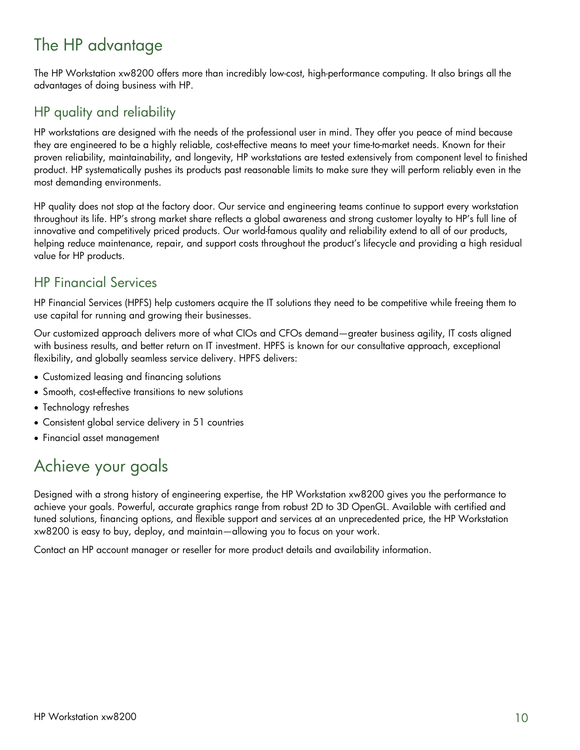# The HP advantage

The HP Workstation xw8200 offers more than incredibly low-cost, high-performance computing. It also brings all the advantages of doing business with HP.

## HP quality and reliability

HP workstations are designed with the needs of the professional user in mind. They offer you peace of mind because they are engineered to be a highly reliable, cost-effective means to meet your time-to-market needs. Known for their proven reliability, maintainability, and longevity, HP workstations are tested extensively from component level to finished product. HP systematically pushes its products past reasonable limits to make sure they will perform reliably even in the most demanding environments.

HP quality does not stop at the factory door. Our service and engineering teams continue to support every workstation throughout its life. HP's strong market share reflects a global awareness and strong customer loyalty to HP's full line of innovative and competitively priced products. Our world-famous quality and reliability extend to all of our products, helping reduce maintenance, repair, and support costs throughout the product's lifecycle and providing a high residual value for HP products.

## HP Financial Services

HP Financial Services (HPFS) help customers acquire the IT solutions they need to be competitive while freeing them to use capital for running and growing their businesses.

Our customized approach delivers more of what CIOs and CFOs demand—greater business agility, IT costs aligned with business results, and better return on IT investment. HPFS is known for our consultative approach, exceptional flexibility, and globally seamless service delivery. HPFS delivers:

- Customized leasing and financing solutions
- Smooth, cost-effective transitions to new solutions
- Technology refreshes
- Consistent global service delivery in 51 countries
- Financial asset management

# Achieve your goals

Designed with a strong history of engineering expertise, the HP Workstation xw8200 gives you the performance to achieve your goals. Powerful, accurate graphics range from robust 2D to 3D OpenGL. Available with certified and tuned solutions, financing options, and flexible support and services at an unprecedented price, the HP Workstation xw8200 is easy to buy, deploy, and maintain—allowing you to focus on your work.

Contact an HP account manager or reseller for more product details and availability information.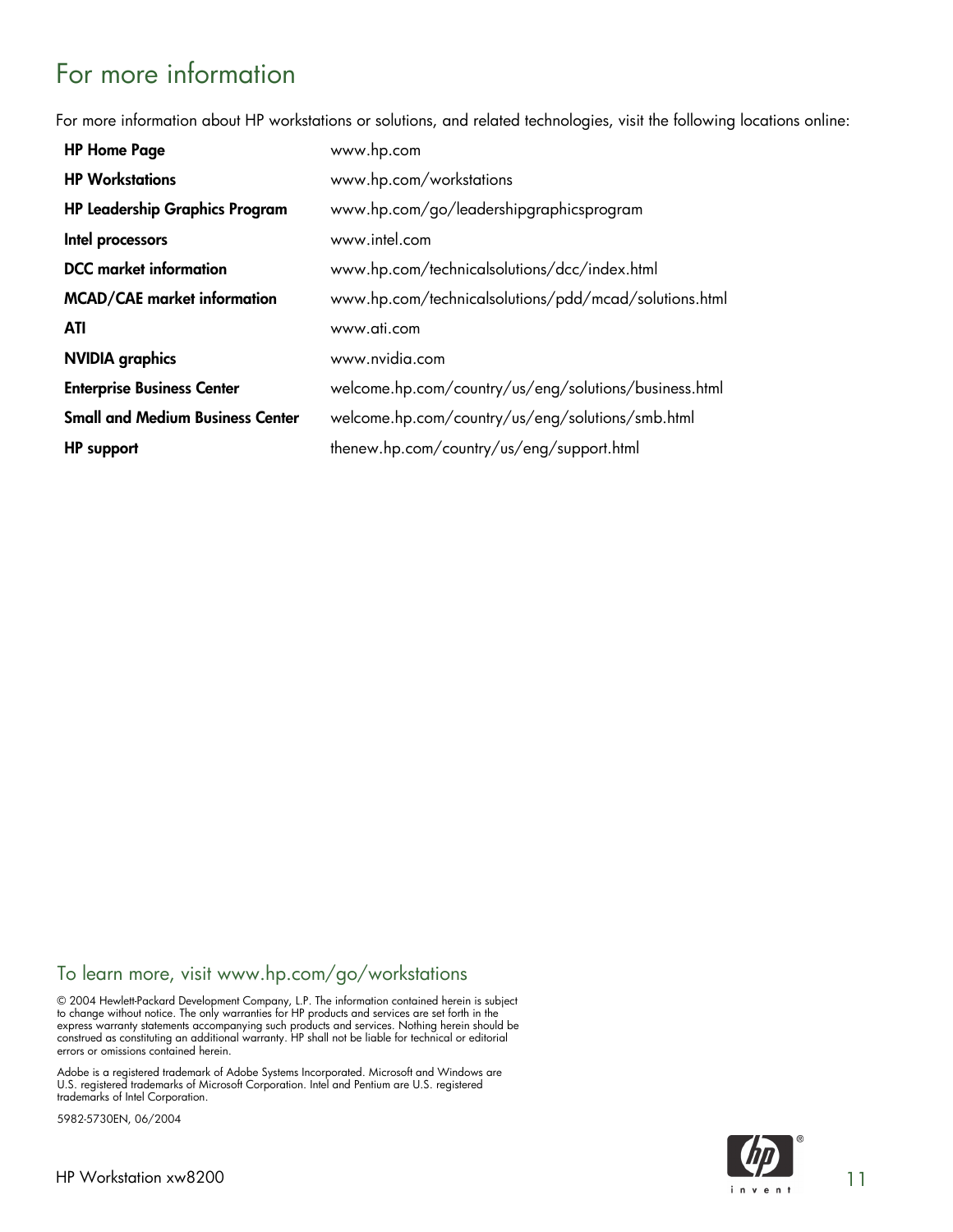# For more information

For more information about HP workstations or solutions, and related technologies, visit the following locations online:

| | |
|---|---|
| **HP Home Page** | www.hp.com |
| **HP Workstations** | www.hp.com/workstations |
| **HP Leadership Graphics Program** | www.hp.com/go/leadershipgraphicsprogram |
| **Intel processors** | www.intel.com |
| **DCC market information** | www.hp.com/technicalsolutions/dcc/index.html |
| **MCAD/CAE market information** | www.hp.com/technicalsolutions/pdd/mcad/solutions.html |
| **ATI** | www.ati.com |
| **NVIDIA graphics** | www.nvidia.com |
| **Enterprise Business Center** | welcome.hp.com/country/us/eng/solutions/business.html |
| **Small and Medium Business Center** | welcome.hp.com/country/us/eng/solutions/smb.html |
| **HP support** | thenew.hp.com/country/us/eng/support.html |

## To learn more, visit www.hp.com/go/workstations

© 2004 Hewlett-Packard Development Company, L.P. The information contained herein is subject to change without notice. The only warranties for HP products and services are set forth in the express warranty statements accompanying such products and services. Nothing herein should be construed as constituting an additional warranty. HP shall not be liable for technical or editorial errors or omissions contained herein.

Adobe is a registered trademark of Adobe Systems Incorporated. Microsoft and Windows are U.S. registered trademarks of Microsoft Corporation. Intel and Pentium are U.S. registered trademarks of Intel Corporation.

5982-5730EN, 06/2004